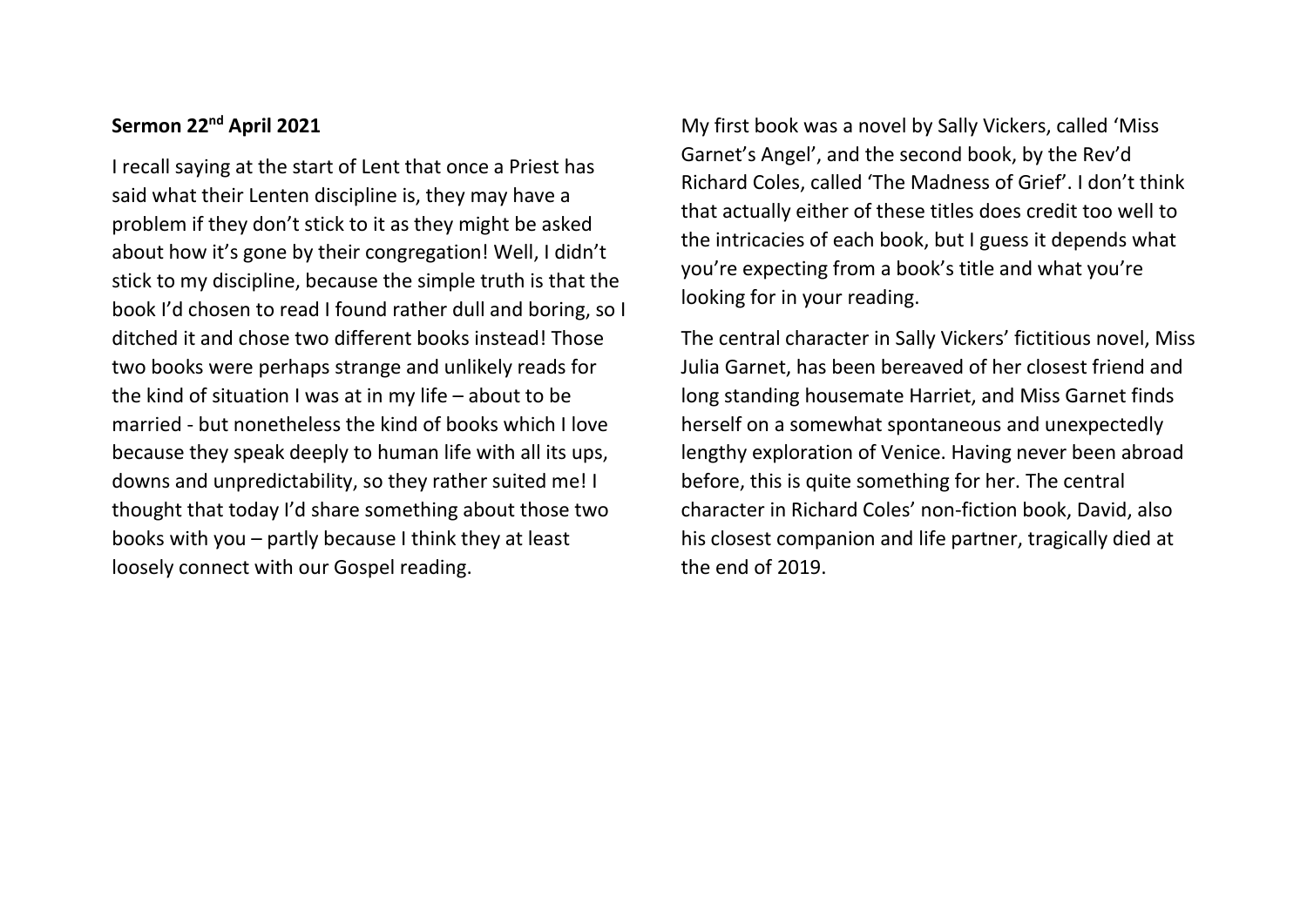**Sermon 22nd April 2021**

I recall saying at the start of Lent that once a Priest has said what their Lenten discipline is, they may have a problem if they don't stick to it as they might be asked about how it's gone by their congregation! Well, I didn't stick to my discipline, because the simple truth is that the book I'd chosen to read I found rather dull and boring, so I ditched it and chose two different books instead! Those two books were perhaps strange and unlikely reads for the kind of situation I was at in my life – about to be married - but nonetheless the kind of books which I love because they speak deeply to human life with all its ups, downs and unpredictability, so they rather suited me! I thought that today I'd share something about those two books with you – partly because I think they at least loosely connect with our Gospel reading.

My first book was a novel by Sally Vickers, called 'Miss Garnet's Angel', and the second book, by the Rev'd Richard Coles, called 'The Madness of Grief'. I don't think that actually either of these titles does credit too well to the intricacies of each book, but I guess it depends what you're expecting from a book's title and what you're looking for in your reading.

The central character in Sally Vickers' fictitious novel, Miss Julia Garnet, has been bereaved of her closest friend and long standing housemate Harriet, and Miss Garnet finds herself on a somewhat spontaneous and unexpectedly lengthy exploration of Venice. Having never been abroad before, this is quite something for her. The central character in Richard Coles' non-fiction book, David, also his closest companion and life partner, tragically died at the end of 2019.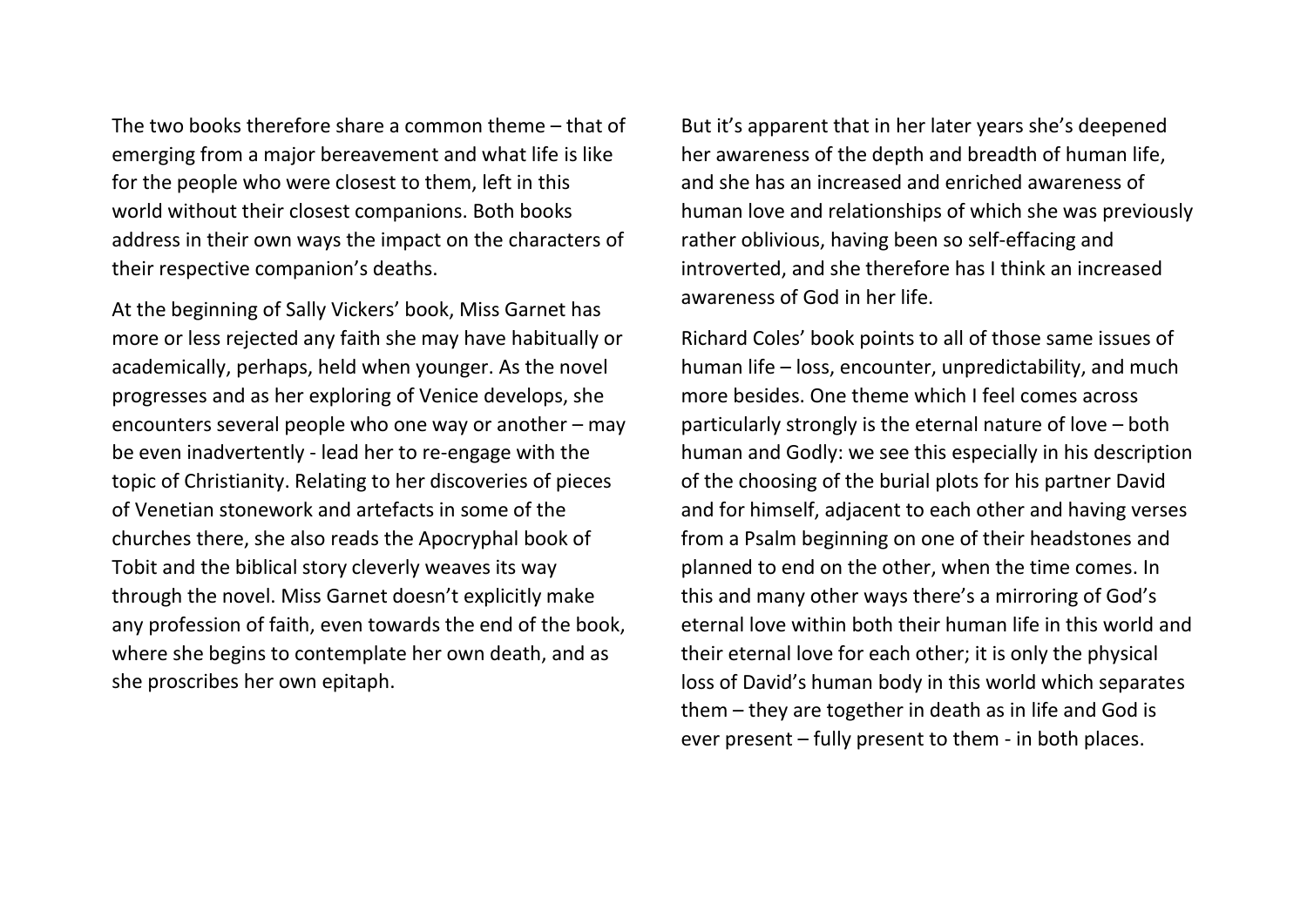The two books therefore share a common theme – that of emerging from a major bereavement and what life is like for the people who were closest to them, left in this world without their closest companions. Both books address in their own ways the impact on the characters of their respective companion's deaths.

At the beginning of Sally Vickers' book, Miss Garnet has more or less rejected any faith she may have habitually or academically, perhaps, held when younger. As the novel progresses and as her exploring of Venice develops, she encounters several people who one way or another – may be even inadvertently - lead her to re-engage with the topic of Christianity. Relating to her discoveries of pieces of Venetian stonework and artefacts in some of the churches there, she also reads the Apocryphal book of Tobit and the biblical story cleverly weaves its way through the novel. Miss Garnet doesn't explicitly make any profession of faith, even towards the end of the book, where she begins to contemplate her own death, and as she proscribes her own epitaph.

But it's apparent that in her later years she's deepened her awareness of the depth and breadth of human life, and she has an increased and enriched awareness of human love and relationships of which she was previously rather oblivious, having been so self-effacing and introverted, and she therefore has I think an increased awareness of God in her life.

Richard Coles' book points to all of those same issues of human life – loss, encounter, unpredictability, and much more besides. One theme which I feel comes across particularly strongly is the eternal nature of love – both human and Godly: we see this especially in his description of the choosing of the burial plots for his partner David and for himself, adjacent to each other and having verses from a Psalm beginning on one of their headstones and planned to end on the other, when the time comes. In this and many other ways there's a mirroring of God's eternal love within both their human life in this world and their eternal love for each other; it is only the physical loss of David's human body in this world which separates them – they are together in death as in life and God is ever present – fully present to them - in both places.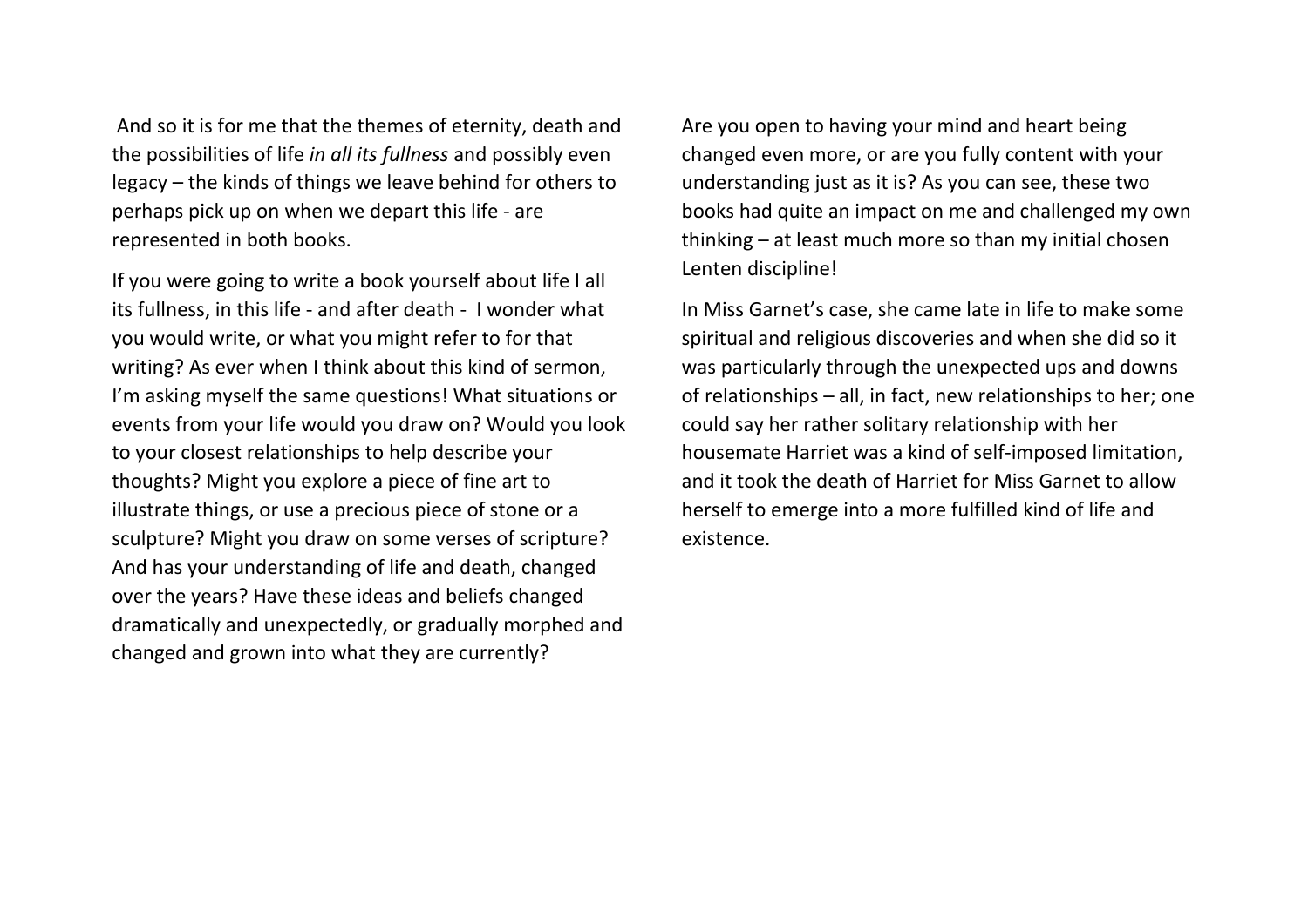And so it is for me that the themes of eternity, death and the possibilities of life *in all its fullness* and possibly even legacy – the kinds of things we leave behind for others to perhaps pick up on when we depart this life - are represented in both books.

If you were going to write a book yourself about life I all its fullness, in this life - and after death - I wonder what you would write, or what you might refer to for that writing? As ever when I think about this kind of sermon, I'm asking myself the same questions! What situations or events from your life would you draw on? Would you look to your closest relationships to help describe your thoughts? Might you explore a piece of fine art to illustrate things, or use a precious piece of stone or a sculpture? Might you draw on some verses of scripture? And has your understanding of life and death, changed over the years? Have these ideas and beliefs changed dramatically and unexpectedly, or gradually morphed and changed and grown into what they are currently?

Are you open to having your mind and heart being changed even more, or are you fully content with your understanding just as it is? As you can see, these two books had quite an impact on me and challenged my own thinking – at least much more so than my initial chosen Lenten discipline!

In Miss Garnet's case, she came late in life to make some spiritual and religious discoveries and when she did so it was particularly through the unexpected ups and downs of relationships – all, in fact, new relationships to her; one could say her rather solitary relationship with her housemate Harriet was a kind of self-imposed limitation, and it took the death of Harriet for Miss Garnet to allow herself to emerge into a more fulfilled kind of life and existence.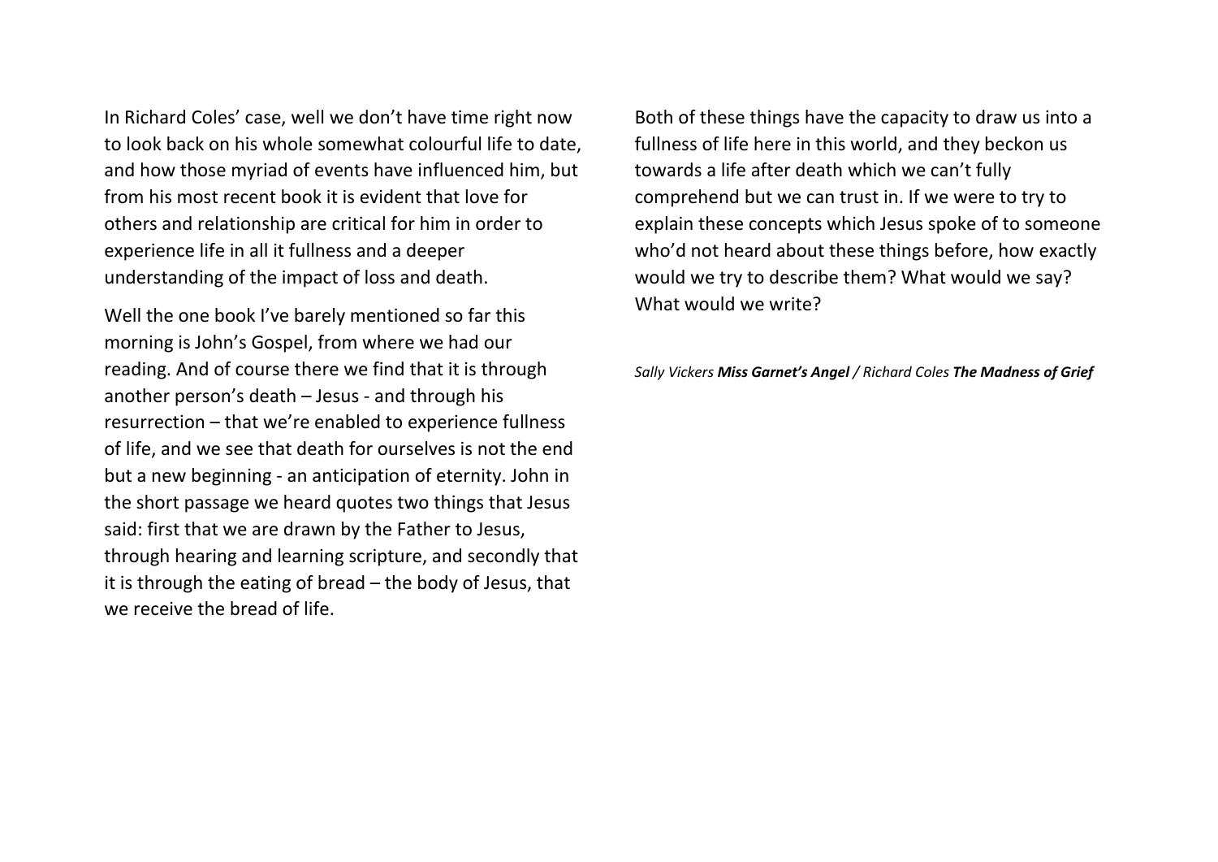In Richard Coles' case, well we don't have time right now to look back on his whole somewhat colourful life to date, and how those myriad of events have influenced him, but from his most recent book it is evident that love for others and relationship are critical for him in order to experience life in all it fullness and a deeper understanding of the impact of loss and death.

Well the one book I've barely mentioned so far this morning is John's Gospel, from where we had our reading. And of course there we find that it is through another person's death – Jesus - and through his resurrection – that we're enabled to experience fullness of life, and we see that death for ourselves is not the end but a new beginning - an anticipation of eternity. John in the short passage we heard quotes two things that Jesus said: first that we are drawn by the Father to Jesus, through hearing and learning scripture, and secondly that it is through the eating of bread – the body of Jesus, that we receive the bread of life.

Both of these things have the capacity to draw us into a fullness of life here in this world, and they beckon us towards a life after death which we can't fully comprehend but we can trust in. If we were to try to explain these concepts which Jesus spoke of to someone who'd not heard about these things before, how exactly would we try to describe them? What would we say? What would we write?

*Sally Vickers* ***Miss Garnet's Angel*** */ Richard Coles* ***The Madness of Grief***